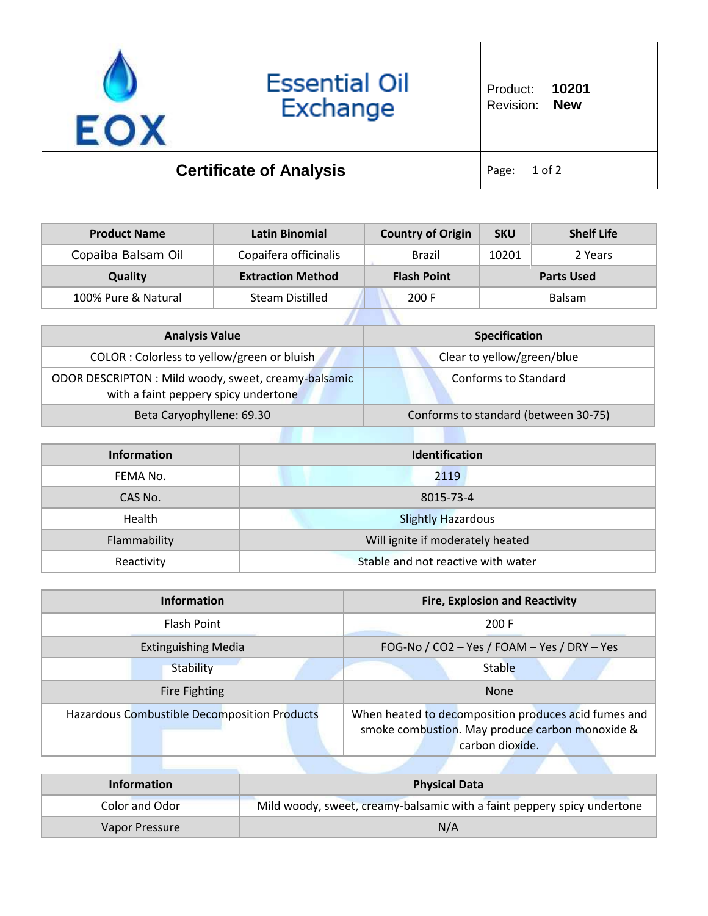# Essential Oil Exchange

Product: **10201**
Revision: **New**

## Certificate of Analysis

| Product Name | Latin Binomial | Country of Origin | SKU | Shelf Life |
|---|---|---|---|---|
| Copaiba Balsam Oil | Copaifera officinalis | Brazil | 10201 | 2 Years |
| **Quality** | **Extraction Method** | **Flash Point** | **Parts Used** | |
| 100% Pure & Natural | Steam Distilled | 200 F | Balsam | |

| Analysis Value | Specification |
|---|---|
| COLOR : Colorless to yellow/green or bluish | Clear to yellow/green/blue |
| ODOR DESCRIPTON : Mild woody, sweet, creamy-balsamic with a faint peppery spicy undertone | Conforms to Standard |
| Beta Caryophyllene: 69.30 | Conforms to standard (between 30-75) |

| Information | Identification |
|---|---|
| FEMA No. | 2119 |
| CAS No. | 8015-73-4 |
| Health | Slightly Hazardous |
| Flammability | Will ignite if moderately heated |
| Reactivity | Stable and not reactive with water |

| Information | Fire, Explosion and Reactivity |
|---|---|
| Flash Point | 200 F |
| Extinguishing Media | FOG-No / CO2 – Yes / FOAM – Yes / DRY – Yes |
| Stability | Stable |
| Fire Fighting | None |
| Hazardous Combustible Decomposition Products | When heated to decomposition produces acid fumes and smoke combustion. May produce carbon monoxide & carbon dioxide. |

| Information | Physical Data |
|---|---|
| Color and Odor | Mild woody, sweet, creamy-balsamic with a faint peppery spicy undertone |
| Vapor Pressure | N/A |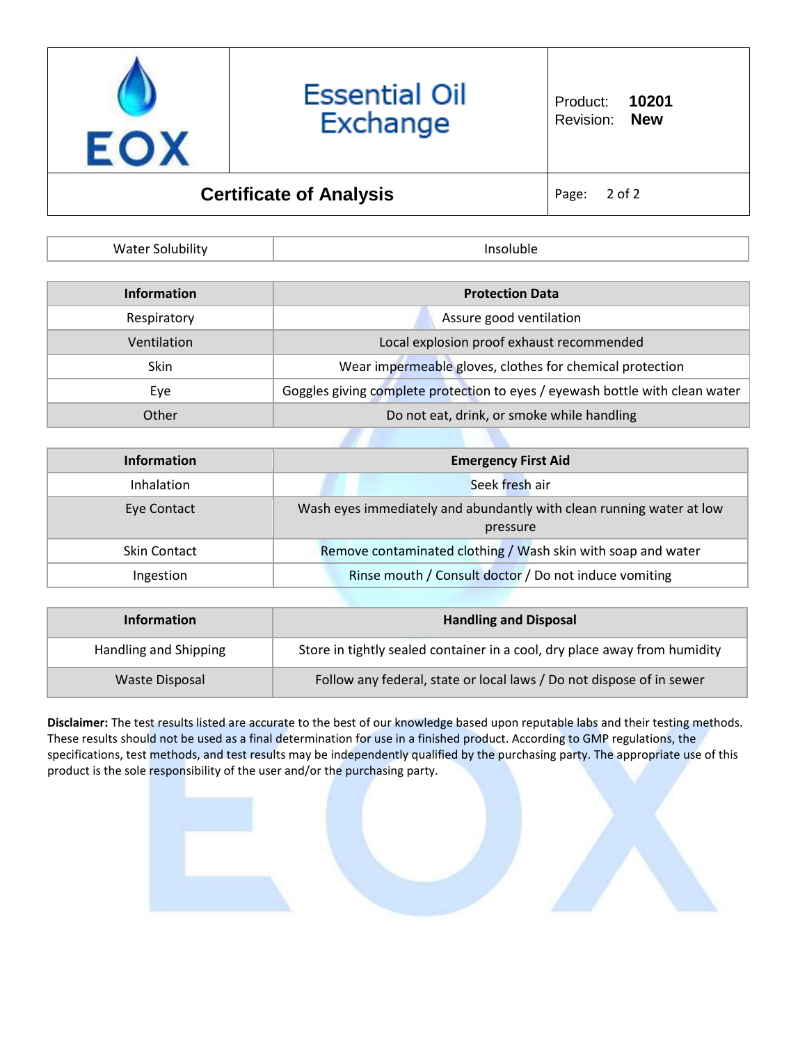| Essential Oil Exchange | Product: **10201** |
| --- | --- |
| | Revision: **New** |

## Certificate of Analysis

| | |
| --- | --- |
| Water Solubility | Insoluble |

| Information | Protection Data |
| --- | --- |
| Respiratory | Assure good ventilation |
| Ventilation | Local explosion proof exhaust recommended |
| Skin | Wear impermeable gloves, clothes for chemical protection |
| Eye | Goggles giving complete protection to eyes / eyewash bottle with clean water |
| Other | Do not eat, drink, or smoke while handling |

| Information | Emergency First Aid |
| --- | --- |
| Inhalation | Seek fresh air |
| Eye Contact | Wash eyes immediately and abundantly with clean running water at low pressure |
| Skin Contact | Remove contaminated clothing / Wash skin with soap and water |
| Ingestion | Rinse mouth / Consult doctor / Do not induce vomiting |

| Information | Handling and Disposal |
| --- | --- |
| Handling and Shipping | Store in tightly sealed container in a cool, dry place away from humidity |
| Waste Disposal | Follow any federal, state or local laws / Do not dispose of in sewer |

**Disclaimer:** The test results listed are accurate to the best of our knowledge based upon reputable labs and their testing methods. These results should not be used as a final determination for use in a finished product. According to GMP regulations, the specifications, test methods, and test results may be independently qualified by the purchasing party. The appropriate use of this product is the sole responsibility of the user and/or the purchasing party.